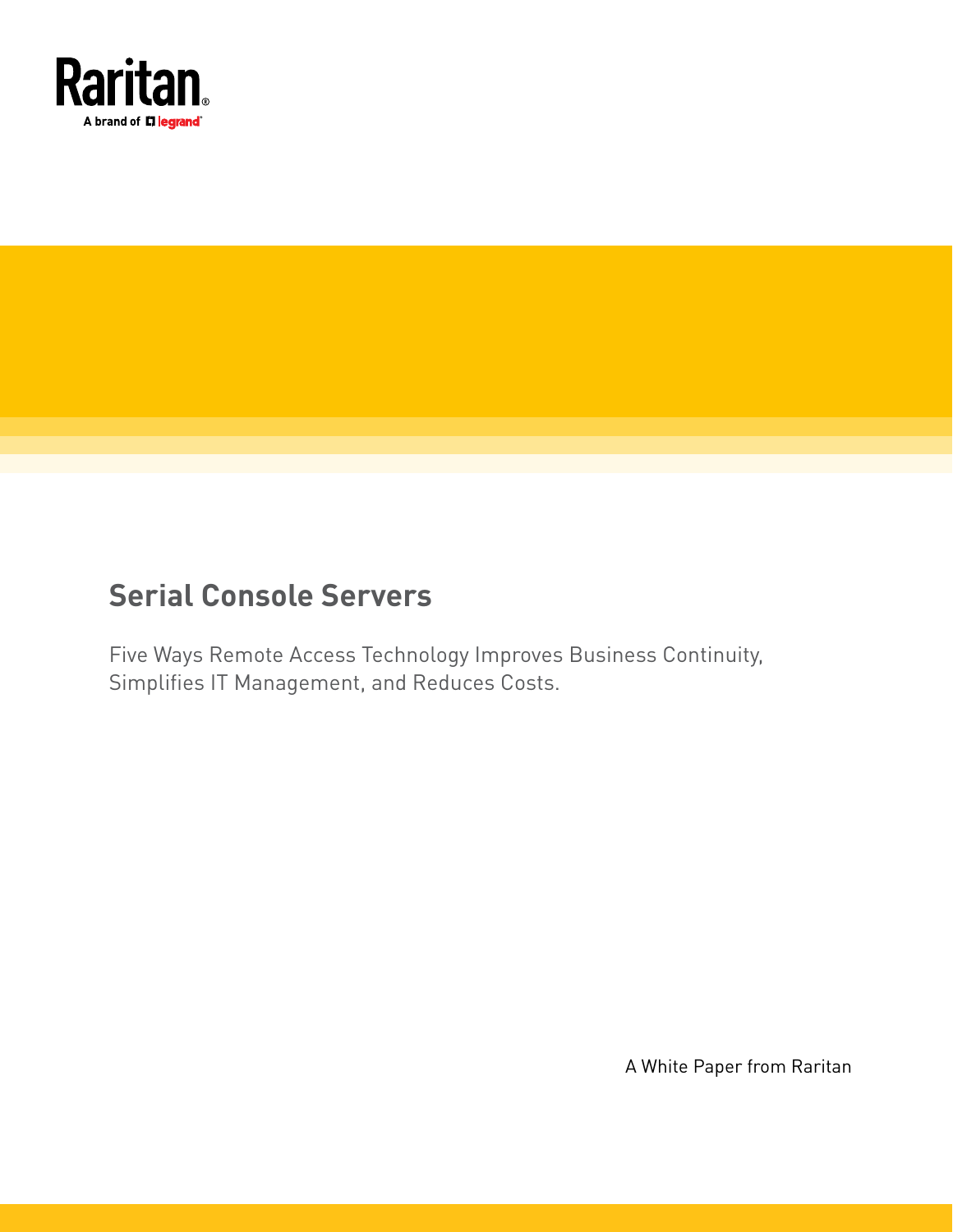Raritan

A brand of legrand

# Serial Console Servers

Five Ways Remote Access Technology Improves Business Continuity, Simplifies IT Management, and Reduces Costs.

A White Paper from Raritan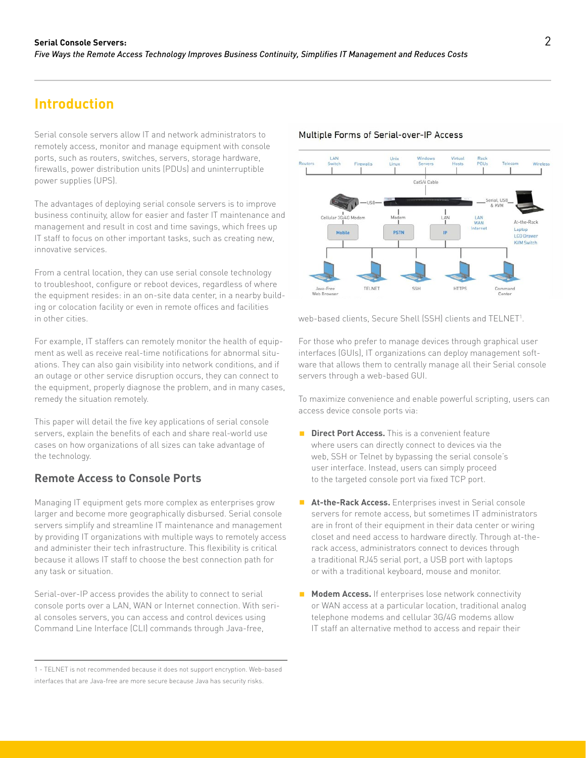## Introduction

Serial console servers allow IT and network administrators to remotely access, monitor and manage equipment with console ports, such as routers, switches, servers, storage hardware, firewalls, power distribution units (PDUs) and uninterruptible power supplies (UPS).

The advantages of deploying serial console servers is to improve business continuity, allow for easier and faster IT maintenance and management and result in cost and time savings, which frees up IT staff to focus on other important tasks, such as creating new, innovative services.

From a central location, they can use serial console technology to troubleshoot, configure or reboot devices, regardless of where the equipment resides: in an on-site data center, in a nearby building or colocation facility or even in remote offices and facilities in other cities.

For example, IT staffers can remotely monitor the health of equipment as well as receive real-time notifications for abnormal situations. They can also gain visibility into network conditions, and if an outage or other service disruption occurs, they can connect to the equipment, properly diagnose the problem, and in many cases, remedy the situation remotely.

This paper will detail the five key applications of serial console servers, explain the benefits of each and share real-world use cases on how organizations of all sizes can take advantage of the technology.

### Remote Access to Console Ports

Managing IT equipment gets more complex as enterprises grow larger and become more geographically disbursed. Serial console servers simplify and streamline IT maintenance and management by providing IT organizations with multiple ways to remotely access and administer their tech infrastructure. This flexibility is critical because it allows IT staff to choose the best connection path for any task or situation.

Serial-over-IP access provides the ability to connect to serial console ports over a LAN, WAN or Internet connection. With serial consoles servers, you can access and control devices using Command Line Interface (CLI) commands through Java-free, web-based clients, Secure Shell (SSH) clients and TELNET[1].

Multiple Forms of Serial-over-IP Access

For those who prefer to manage devices through graphical user interfaces (GUIs), IT organizations can deploy management software that allows them to centrally manage all their Serial console servers through a web-based GUI.

To maximize convenience and enable powerful scripting, users can access device console ports via:

- **Direct Port Access.** This is a convenient feature where users can directly connect to devices via the web, SSH or Telnet by bypassing the serial console's user interface. Instead, users can simply proceed to the targeted console port via fixed TCP port.
- **At-the-Rack Access.** Enterprises invest in Serial console servers for remote access, but sometimes IT administrators are in front of their equipment in their data center or wiring closet and need access to hardware directly. Through at-the-rack access, administrators connect to devices through a traditional RJ45 serial port, a USB port with laptops or with a traditional keyboard, mouse and monitor.
- **Modem Access.** If enterprises lose network connectivity or WAN access at a particular location, traditional analog telephone modems and cellular 3G/4G modems allow IT staff an alternative method to access and repair their

1 - TELNET is not recommended because it does not support encryption. Web-based interfaces that are Java-free are more secure because Java has security risks.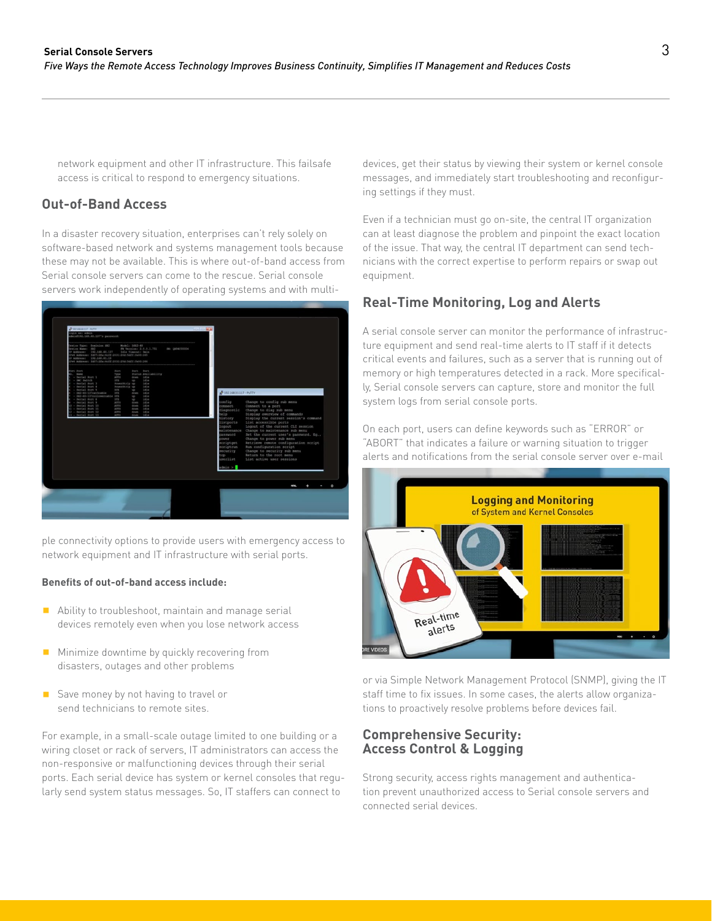network equipment and other IT infrastructure. This failsafe access is critical to respond to emergency situations.

## Out-of-Band Access

In a disaster recovery situation, enterprises can't rely solely on software-based network and systems management tools because these may not be available. This is where out-of-band access from Serial console servers can come to the rescue. Serial console servers work independently of operating systems and with multiple connectivity options to provide users with emergency access to network equipment and IT infrastructure with serial ports.

**Benefits of out-of-band access include:**

- Ability to troubleshoot, maintain and manage serial devices remotely even when you lose network access
- Minimize downtime by quickly recovering from disasters, outages and other problems
- Save money by not having to travel or send technicians to remote sites.

For example, in a small-scale outage limited to one building or a wiring closet or rack of servers, IT administrators can access the non-responsive or malfunctioning devices through their serial ports. Each serial device has system or kernel consoles that regularly send system status messages. So, IT staffers can connect to devices, get their status by viewing their system or kernel console messages, and immediately start troubleshooting and reconfiguring settings if they must.

Even if a technician must go on-site, the central IT organization can at least diagnose the problem and pinpoint the exact location of the issue. That way, the central IT department can send technicians with the correct expertise to perform repairs or swap out equipment.

## Real-Time Monitoring, Log and Alerts

A serial console server can monitor the performance of infrastructure equipment and send real-time alerts to IT staff if it detects critical events and failures, such as a server that is running out of memory or high temperatures detected in a rack. More specifically, Serial console servers can capture, store and monitor the full system logs from serial console ports.

On each port, users can define keywords such as "ERROR" or "ABORT" that indicates a failure or warning situation to trigger alerts and notifications from the serial console server over e-mail or via Simple Network Management Protocol (SNMP), giving the IT staff time to fix issues. In some cases, the alerts allow organizations to proactively resolve problems before devices fail.

## Comprehensive Security: Access Control & Logging

Strong security, access rights management and authentication prevent unauthorized access to Serial console servers and connected serial devices.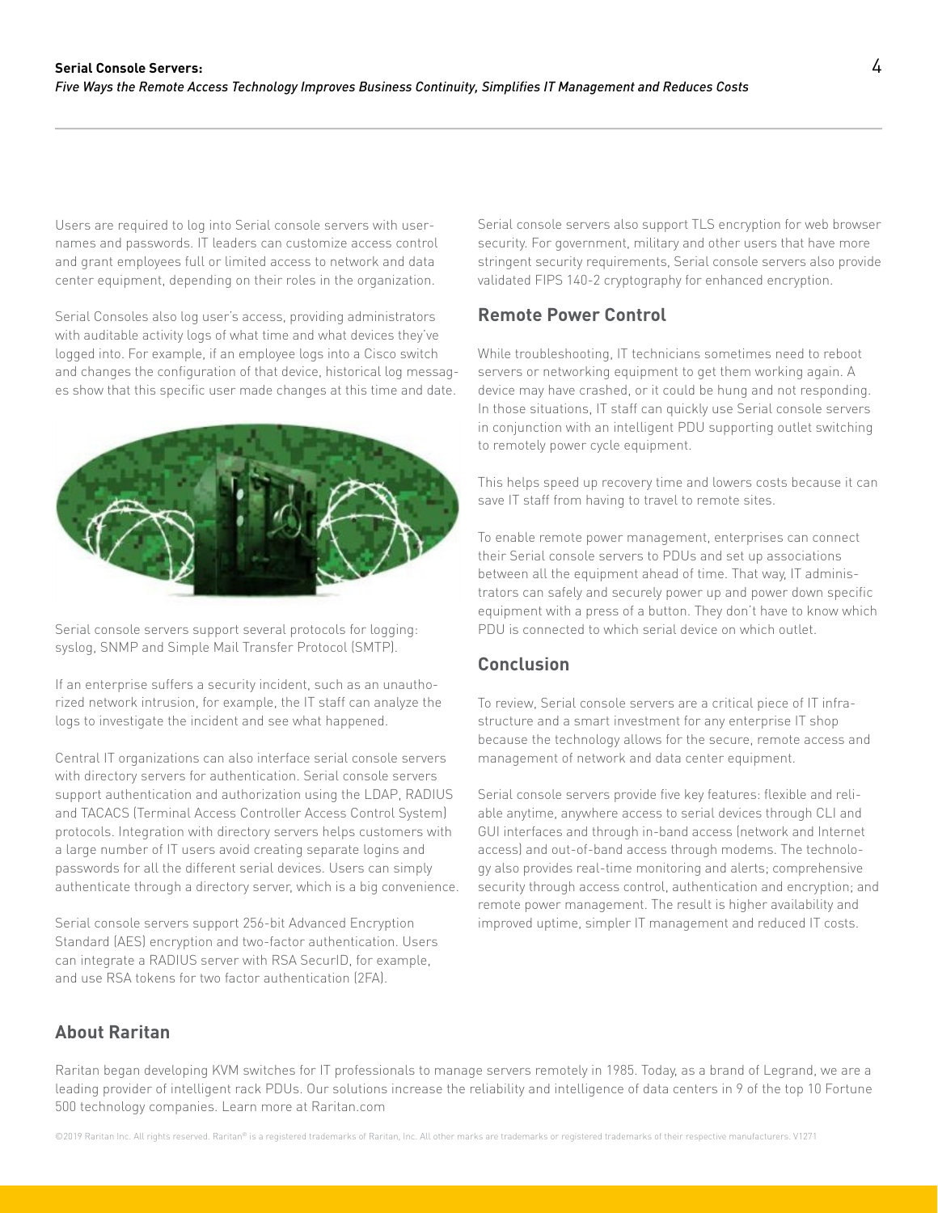Users are required to log into Serial console servers with usernames and passwords. IT leaders can customize access control and grant employees full or limited access to network and data center equipment, depending on their roles in the organization.

Serial Consoles also log user's access, providing administrators with auditable activity logs of what time and what devices they've logged into. For example, if an employee logs into a Cisco switch and changes the configuration of that device, historical log messages show that this specific user made changes at this time and date.

Serial console servers support several protocols for logging: syslog, SNMP and Simple Mail Transfer Protocol (SMTP).

If an enterprise suffers a security incident, such as an unauthorized network intrusion, for example, the IT staff can analyze the logs to investigate the incident and see what happened.

Central IT organizations can also interface serial console servers with directory servers for authentication. Serial console servers support authentication and authorization using the LDAP, RADIUS and TACACS (Terminal Access Controller Access Control System) protocols. Integration with directory servers helps customers with a large number of IT users avoid creating separate logins and passwords for all the different serial devices. Users can simply authenticate through a directory server, which is a big convenience.

Serial console servers support 256-bit Advanced Encryption Standard (AES) encryption and two-factor authentication. Users can integrate a RADIUS server with RSA SecurID, for example, and use RSA tokens for two factor authentication (2FA).

Serial console servers also support TLS encryption for web browser security. For government, military and other users that have more stringent security requirements, Serial console servers also provide validated FIPS 140-2 cryptography for enhanced encryption.

## Remote Power Control

While troubleshooting, IT technicians sometimes need to reboot servers or networking equipment to get them working again. A device may have crashed, or it could be hung and not responding. In those situations, IT staff can quickly use Serial console servers in conjunction with an intelligent PDU supporting outlet switching to remotely power cycle equipment.

This helps speed up recovery time and lowers costs because it can save IT staff from having to travel to remote sites.

To enable remote power management, enterprises can connect their Serial console servers to PDUs and set up associations between all the equipment ahead of time. That way, IT administrators can safely and securely power up and power down specific equipment with a press of a button. They don't have to know which PDU is connected to which serial device on which outlet.

## Conclusion

To review, Serial console servers are a critical piece of IT infrastructure and a smart investment for any enterprise IT shop because the technology allows for the secure, remote access and management of network and data center equipment.

Serial console servers provide five key features: flexible and reliable anytime, anywhere access to serial devices through CLI and GUI interfaces and through in-band access (network and Internet access) and out-of-band access through modems. The technology also provides real-time monitoring and alerts; comprehensive security through access control, authentication and encryption; and remote power management. The result is higher availability and improved uptime, simpler IT management and reduced IT costs.

## About Raritan

Raritan began developing KVM switches for IT professionals to manage servers remotely in 1985. Today, as a brand of Legrand, we are a leading provider of intelligent rack PDUs. Our solutions increase the reliability and intelligence of data centers in 9 of the top 10 Fortune 500 technology companies. Learn more at Raritan.com

©2019 Raritan Inc. All rights reserved. Raritan® is a registered trademarks of Raritan, Inc. All other marks are trademarks or registered trademarks of their respective manufacturers. V1271